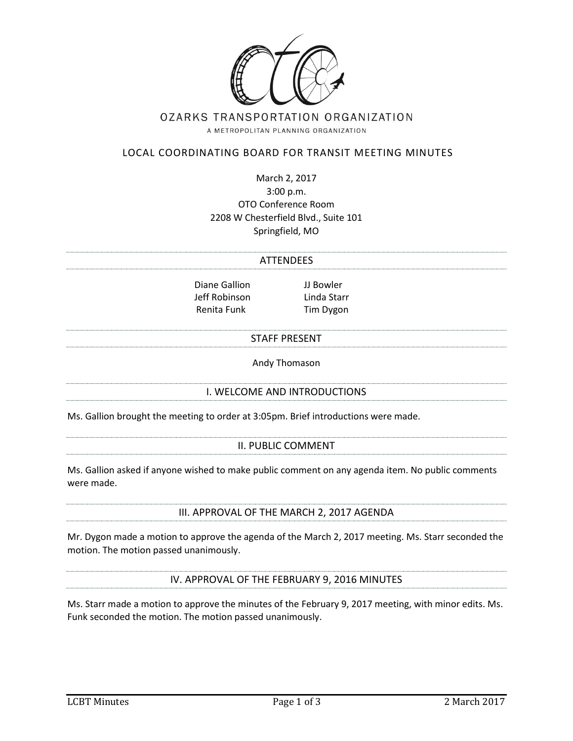# OZARKS TRANSPORTATION ORGANIZATION

A METROPOLITAN PLANNING ORGANIZATION

## LOCAL COORDINATING BOARD FOR TRANSIT MEETING MINUTES

March 2, 2017
3:00 p.m.
OTO Conference Room
2208 W Chesterfield Blvd., Suite 101
Springfield, MO

### ATTENDEES

Diane Gallion
Jeff Robinson
Renita Funk
JJ Bowler
Linda Starr
Tim Dygon

### STAFF PRESENT

Andy Thomason

### I. WELCOME AND INTRODUCTIONS

Ms. Gallion brought the meeting to order at 3:05pm. Brief introductions were made.

### II. PUBLIC COMMENT

Ms. Gallion asked if anyone wished to make public comment on any agenda item. No public comments were made.

### III. APPROVAL OF THE MARCH 2, 2017 AGENDA

Mr. Dygon made a motion to approve the agenda of the March 2, 2017 meeting. Ms. Starr seconded the motion. The motion passed unanimously.

### IV. APPROVAL OF THE FEBRUARY 9, 2016 MINUTES

Ms. Starr made a motion to approve the minutes of the February 9, 2017 meeting, with minor edits. Ms. Funk seconded the motion. The motion passed unanimously.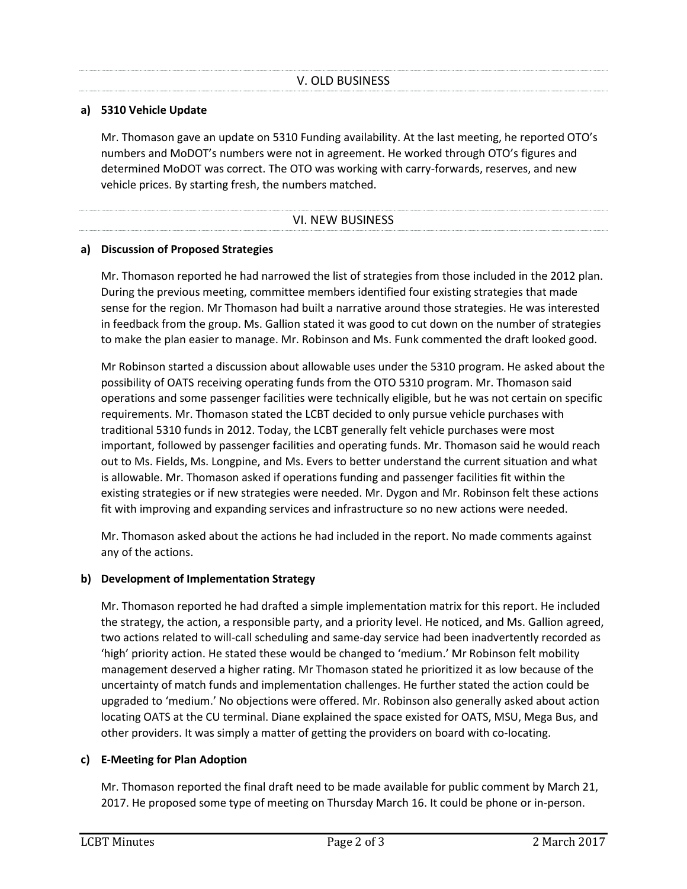## V. OLD BUSINESS

**a) 5310 Vehicle Update**

Mr. Thomason gave an update on 5310 Funding availability. At the last meeting, he reported OTO's numbers and MoDOT's numbers were not in agreement. He worked through OTO's figures and determined MoDOT was correct. The OTO was working with carry-forwards, reserves, and new vehicle prices. By starting fresh, the numbers matched.

## VI. NEW BUSINESS

**a) Discussion of Proposed Strategies**

Mr. Thomason reported he had narrowed the list of strategies from those included in the 2012 plan. During the previous meeting, committee members identified four existing strategies that made sense for the region. Mr Thomason had built a narrative around those strategies. He was interested in feedback from the group. Ms. Gallion stated it was good to cut down on the number of strategies to make the plan easier to manage. Mr. Robinson and Ms. Funk commented the draft looked good.

Mr Robinson started a discussion about allowable uses under the 5310 program. He asked about the possibility of OATS receiving operating funds from the OTO 5310 program. Mr. Thomason said operations and some passenger facilities were technically eligible, but he was not certain on specific requirements. Mr. Thomason stated the LCBT decided to only pursue vehicle purchases with traditional 5310 funds in 2012. Today, the LCBT generally felt vehicle purchases were most important, followed by passenger facilities and operating funds. Mr. Thomason said he would reach out to Ms. Fields, Ms. Longpine, and Ms. Evers to better understand the current situation and what is allowable. Mr. Thomason asked if operations funding and passenger facilities fit within the existing strategies or if new strategies were needed. Mr. Dygon and Mr. Robinson felt these actions fit with improving and expanding services and infrastructure so no new actions were needed.

Mr. Thomason asked about the actions he had included in the report. No made comments against any of the actions.

**b) Development of Implementation Strategy**

Mr. Thomason reported he had drafted a simple implementation matrix for this report. He included the strategy, the action, a responsible party, and a priority level. He noticed, and Ms. Gallion agreed, two actions related to will-call scheduling and same-day service had been inadvertently recorded as 'high' priority action. He stated these would be changed to 'medium.' Mr Robinson felt mobility management deserved a higher rating. Mr Thomason stated he prioritized it as low because of the uncertainty of match funds and implementation challenges. He further stated the action could be upgraded to 'medium.' No objections were offered. Mr. Robinson also generally asked about action locating OATS at the CU terminal. Diane explained the space existed for OATS, MSU, Mega Bus, and other providers. It was simply a matter of getting the providers on board with co-locating.

**c) E-Meeting for Plan Adoption**

Mr. Thomason reported the final draft need to be made available for public comment by March 21, 2017. He proposed some type of meeting on Thursday March 16. It could be phone or in-person.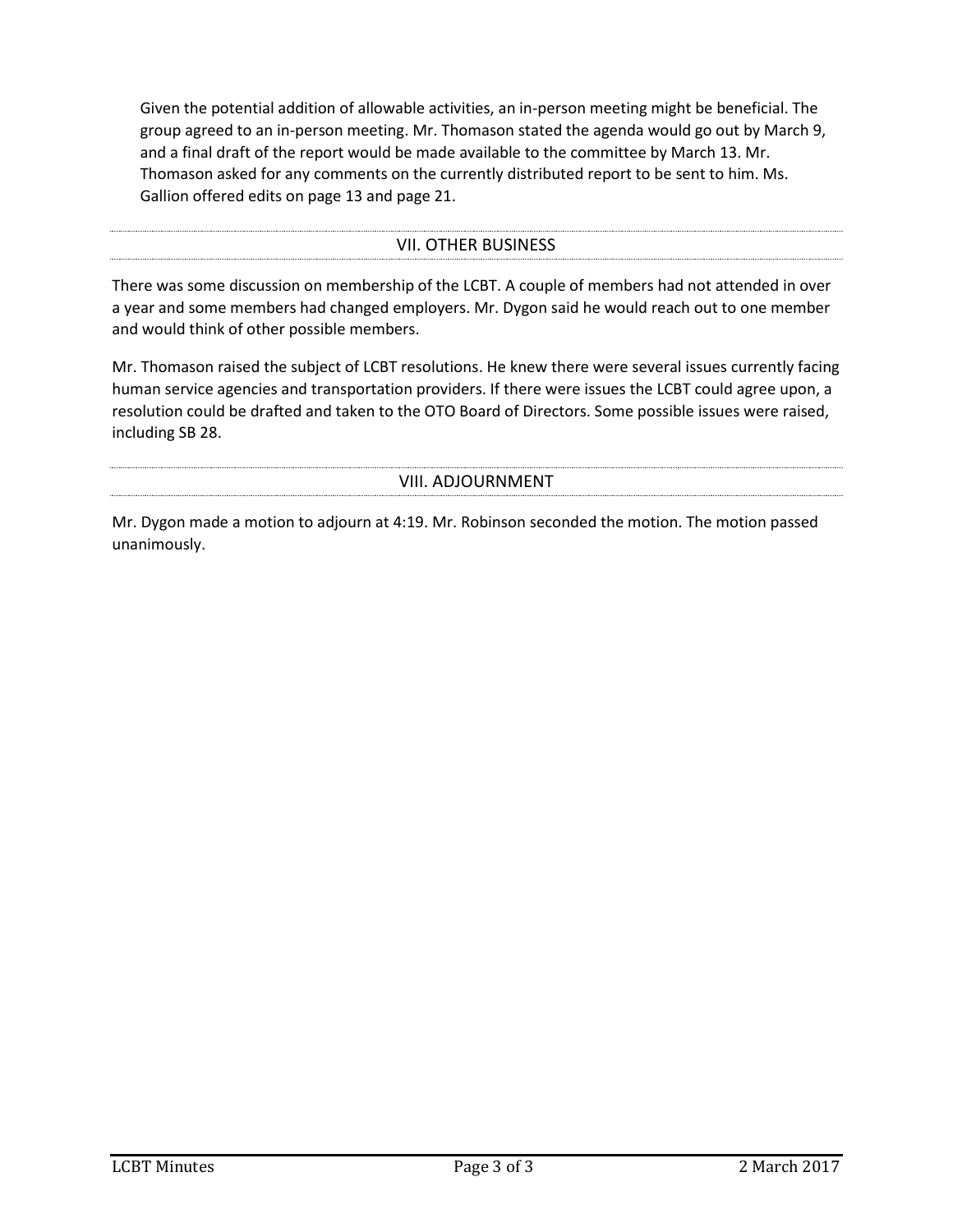Given the potential addition of allowable activities, an in-person meeting might be beneficial. The group agreed to an in-person meeting. Mr. Thomason stated the agenda would go out by March 9, and a final draft of the report would be made available to the committee by March 13. Mr. Thomason asked for any comments on the currently distributed report to be sent to him. Ms. Gallion offered edits on page 13 and page 21.

## VII. OTHER BUSINESS

There was some discussion on membership of the LCBT. A couple of members had not attended in over a year and some members had changed employers. Mr. Dygon said he would reach out to one member and would think of other possible members.

Mr. Thomason raised the subject of LCBT resolutions. He knew there were several issues currently facing human service agencies and transportation providers. If there were issues the LCBT could agree upon, a resolution could be drafted and taken to the OTO Board of Directors. Some possible issues were raised, including SB 28.

## VIII. ADJOURNMENT

Mr. Dygon made a motion to adjourn at 4:19. Mr. Robinson seconded the motion. The motion passed unanimously.